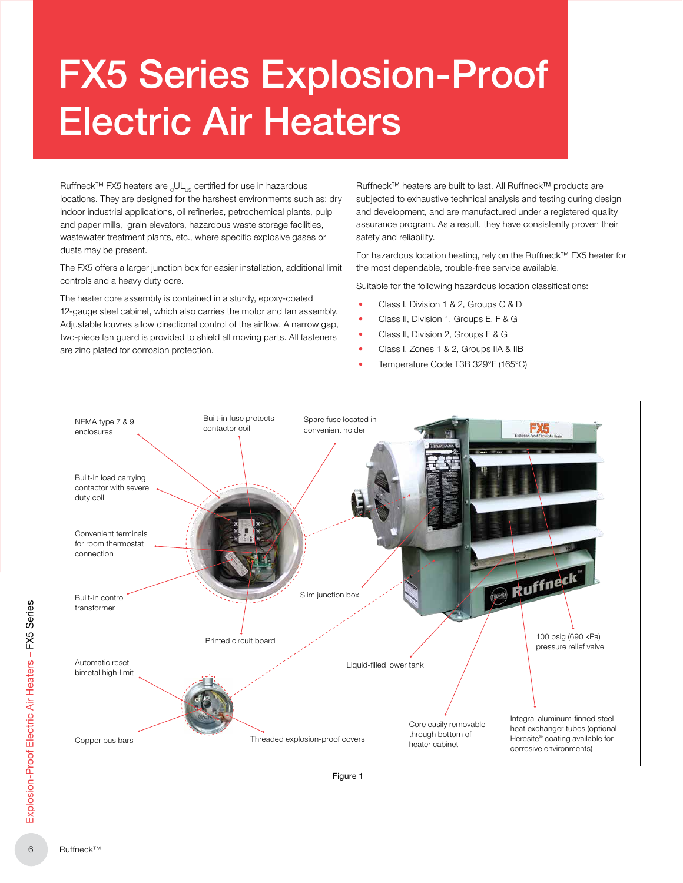# FX5 Series Explosion-Proof Electric Air Heaters

Ruffneck™ FX5 heaters are $_{c}$UL$_{US}$ certified for use in hazardous locations. They are designed for the harshest environments such as: dry indoor industrial applications, oil refineries, petrochemical plants, pulp and paper mills, grain elevators, hazardous waste storage facilities, wastewater treatment plants, etc., where specific explosive gases or dusts may be present.

The FX5 offers a larger junction box for easier installation, additional limit controls and a heavy duty core.

The heater core assembly is contained in a sturdy, epoxy-coated 12-gauge steel cabinet, which also carries the motor and fan assembly. Adjustable louvres allow directional control of the airflow. A narrow gap, two-piece fan guard is provided to shield all moving parts. All fasteners are zinc plated for corrosion protection.

Ruffneck™ heaters are built to last. All Ruffneck™ products are subjected to exhaustive technical analysis and testing during design and development, and are manufactured under a registered quality assurance program. As a result, they have consistently proven their safety and reliability.

For hazardous location heating, rely on the Ruffneck™ FX5 heater for the most dependable, trouble-free service available.

Suitable for the following hazardous location classifications:

- Class I, Division 1 & 2, Groups C & D
- Class II, Division 1, Groups E, F & G
- Class II, Division 2, Groups F & G
- Class I, Zones 1 & 2, Groups IIA & IIB
- Temperature Code T3B 329°F (165°C)

NEMA type 7 & 9 enclosures

Built-in fuse protects contactor coil

Spare fuse located in convenient holder

Built-in load carrying contactor with severe duty coil

Convenient terminals for room thermostat connection

Built-in control transformer

Slim junction box

Printed circuit board

100 psig (690 kPa) pressure relief valve

Automatic reset bimetal high-limit

Liquid-filled lower tank

Copper bus bars

Threaded explosion-proof covers

Core easily removable through bottom of heater cabinet

Integral aluminum-finned steel heat exchanger tubes (optional Heresite® coating available for corrosive environments)

Figure 1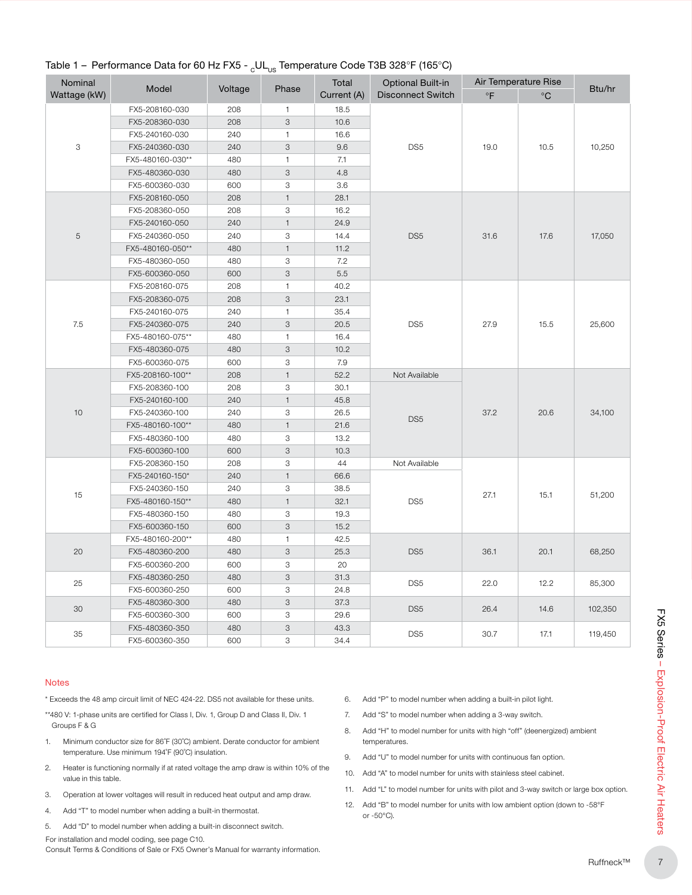Table 1 – Performance Data for 60 Hz FX5 - $_{c}$UL$_{US}$ Temperature Code T3B 328°F (165°C)

| Nominal Wattage (kW) | Model | Voltage | Phase | Total Current (A) | Optional Built-in Disconnect Switch | Air Temperature Rise | | Btu/hr |
|---|---|---|---|---|---|---|---|---|
| | | | | | | °F | °C | |
| 3 | FX5-208160-030 | 208 | 1 | 18.5 | DS5 | 19.0 | 10.5 | 10,250 |
| | FX5-208360-030 | 208 | 3 | 10.6 | | | | |
| | FX5-240160-030 | 240 | 1 | 16.6 | | | | |
| | FX5-240360-030 | 240 | 3 | 9.6 | | | | |
| | FX5-480160-030** | 480 | 1 | 7.1 | | | | |
| | FX5-480360-030 | 480 | 3 | 4.8 | | | | |
| | FX5-600360-030 | 600 | 3 | 3.6 | | | | |
| 5 | FX5-208160-050 | 208 | 1 | 28.1 | DS5 | 31.6 | 17.6 | 17,050 |
| | FX5-208360-050 | 208 | 3 | 16.2 | | | | |
| | FX5-240160-050 | 240 | 1 | 24.9 | | | | |
| | FX5-240360-050 | 240 | 3 | 14.4 | | | | |
| | FX5-480160-050** | 480 | 1 | 11.2 | | | | |
| | FX5-480360-050 | 480 | 3 | 7.2 | | | | |
| | FX5-600360-050 | 600 | 3 | 5.5 | | | | |
| 7.5 | FX5-208160-075 | 208 | 1 | 40.2 | DS5 | 27.9 | 15.5 | 25,600 |
| | FX5-208360-075 | 208 | 3 | 23.1 | | | | |
| | FX5-240160-075 | 240 | 1 | 35.4 | | | | |
| | FX5-240360-075 | 240 | 3 | 20.5 | | | | |
| | FX5-480160-075** | 480 | 1 | 16.4 | | | | |
| | FX5-480360-075 | 480 | 3 | 10.2 | | | | |
| | FX5-600360-075 | 600 | 3 | 7.9 | | | | |
| 10 | FX5-208160-100** | 208 | 1 | 52.2 | Not Available | 37.2 | 20.6 | 34,100 |
| | FX5-208360-100 | 208 | 3 | 30.1 | DS5 | | | |
| | FX5-240160-100 | 240 | 1 | 45.8 | | | | |
| | FX5-240360-100 | 240 | 3 | 26.5 | | | | |
| | FX5-480160-100** | 480 | 1 | 21.6 | | | | |
| | FX5-480360-100 | 480 | 3 | 13.2 | | | | |
| | FX5-600360-100 | 600 | 3 | 10.3 | | | | |
| 15 | FX5-208360-150 | 208 | 3 | 44 | Not Available | 27.1 | 15.1 | 51,200 |
| | FX5-240160-150* | 240 | 1 | 66.6 | DS5 | | | |
| | FX5-240360-150 | 240 | 3 | 38.5 | | | | |
| | FX5-480160-150** | 480 | 1 | 32.1 | | | | |
| | FX5-480360-150 | 480 | 3 | 19.3 | | | | |
| | FX5-600360-150 | 600 | 3 | 15.2 | | | | |
| 20 | FX5-480160-200** | 480 | 1 | 42.5 | DS5 | 36.1 | 20.1 | 68,250 |
| | FX5-480360-200 | 480 | 3 | 25.3 | | | | |
| | FX5-600360-200 | 600 | 3 | 20 | | | | |
| 25 | FX5-480360-250 | 480 | 3 | 31.3 | DS5 | 22.0 | 12.2 | 85,300 |
| | FX5-600360-250 | 600 | 3 | 24.8 | | | | |
| 30 | FX5-480360-300 | 480 | 3 | 37.3 | DS5 | 26.4 | 14.6 | 102,350 |
| | FX5-600360-300 | 600 | 3 | 29.6 | | | | |
| 35 | FX5-480360-350 | 480 | 3 | 43.3 | DS5 | 30.7 | 17.1 | 119,450 |
| | FX5-600360-350 | 600 | 3 | 34.4 | | | | |

## Notes

* Exceeds the 48 amp circuit limit of NEC 424-22. DS5 not available for these units.

**480 V: 1-phase units are certified for Class I, Div. 1, Group D and Class II, Div. 1 Groups F & G

1. Minimum conductor size for 86°F (30°C) ambient. Derate conductor for ambient temperature. Use minimum 194°F (90°C) insulation.
2. Heater is functioning normally if at rated voltage the amp draw is within 10% of the value in this table.
3. Operation at lower voltages will result in reduced heat output and amp draw.
4. Add "T" to model number when adding a built-in thermostat.
5. Add "D" to model number when adding a built-in disconnect switch.
6. Add "P" to model number when adding a built-in pilot light.
7. Add "S" to model number when adding a 3-way switch.
8. Add "H" to model number for units with high "off" (deenergized) ambient temperatures.
9. Add "U" to model number for units with continuous fan option.
10. Add "A" to model number for units with stainless steel cabinet.
11. Add "L" to model number for units with pilot and 3-way switch or large box option.
12. Add "B" to model number for units with low ambient option (down to -58°F or -50°C).

For installation and model coding, see page C10.
Consult Terms & Conditions of Sale or FX5 Owner's Manual for warranty information.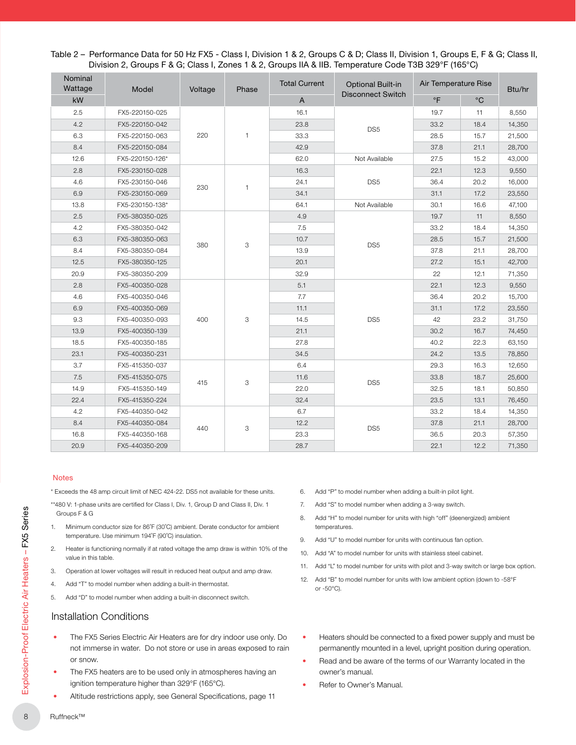Table 2 – Performance Data for 50 Hz FX5 - Class I, Division 1 & 2, Groups C & D; Class II, Division 1, Groups E, F & G; Class II, Division 2, Groups F & G; Class I, Zones 1 & 2, Groups IIA & IIB. Temperature Code T3B 329°F (165°C)

| Nominal Wattage | Model | Voltage | Phase | Total Current | Optional Built-in Disconnect Switch | Air Temperature Rise | | Btu/hr |
|---|---|---|---|---|---|---|---|---|
| kW | | | | A | | °F | °C | |
| 2.5 | FX5-220150-025 | 220 | 1 | 16.1 | DS5 | 19.7 | 11 | 8,550 |
| 4.2 | FX5-220150-042 | | | 23.8 | | 33.2 | 18.4 | 14,350 |
| 6.3 | FX5-220150-063 | | | 33.3 | | 28.5 | 15.7 | 21,500 |
| 8.4 | FX5-220150-084 | | | 42.9 | | 37.8 | 21.1 | 28,700 |
| 12.6 | FX5-220150-126* | | | 62.0 | Not Available | 27.5 | 15.2 | 43,000 |
| 2.8 | FX5-230150-028 | 230 | 1 | 16.3 | DS5 | 22.1 | 12.3 | 9,550 |
| 4.6 | FX5-230150-046 | | | 24.1 | | 36.4 | 20.2 | 16,000 |
| 6.9 | FX5-230150-069 | | | 34.1 | | 31.1 | 17.2 | 23,550 |
| 13.8 | FX5-230150-138* | | | 64.1 | Not Available | 30.1 | 16.6 | 47,100 |
| 2.5 | FX5-380350-025 | 380 | 3 | 4.9 | DS5 | 19.7 | 11 | 8,550 |
| 4.2 | FX5-380350-042 | | | 7.5 | | 33.2 | 18.4 | 14,350 |
| 6.3 | FX5-380350-063 | | | 10.7 | | 28.5 | 15.7 | 21,500 |
| 8.4 | FX5-380350-084 | | | 13.9 | | 37.8 | 21.1 | 28,700 |
| 12.5 | FX5-380350-125 | | | 20.1 | | 27.2 | 15.1 | 42,700 |
| 20.9 | FX5-380350-209 | | | 32.9 | | 22 | 12.1 | 71,350 |
| 2.8 | FX5-400350-028 | 400 | 3 | 5.1 | DS5 | 22.1 | 12.3 | 9,550 |
| 4.6 | FX5-400350-046 | | | 7.7 | | 36.4 | 20.2 | 15,700 |
| 6.9 | FX5-400350-069 | | | 11.1 | | 31.1 | 17.2 | 23,550 |
| 9.3 | FX5-400350-093 | | | 14.5 | | 42 | 23.2 | 31,750 |
| 13.9 | FX5-400350-139 | | | 21.1 | | 30.2 | 16.7 | 74,450 |
| 18.5 | FX5-400350-185 | | | 27.8 | | 40.2 | 22.3 | 63,150 |
| 23.1 | FX5-400350-231 | | | 34.5 | | 24.2 | 13.5 | 78,850 |
| 3.7 | FX5-415350-037 | 415 | 3 | 6.4 | DS5 | 29.3 | 16.3 | 12,650 |
| 7.5 | FX5-415350-075 | | | 11.6 | | 33.8 | 18.7 | 25,600 |
| 14.9 | FX5-415350-149 | | | 22.0 | | 32.5 | 18.1 | 50,850 |
| 22.4 | FX5-415350-224 | | | 32.4 | | 23.5 | 13.1 | 76,450 |
| 4.2 | FX5-440350-042 | 440 | 3 | 6.7 | DS5 | 33.2 | 18.4 | 14,350 |
| 8.4 | FX5-440350-084 | | | 12.2 | | 37.8 | 21.1 | 28,700 |
| 16.8 | FX5-440350-168 | | | 23.3 | | 36.5 | 20.3 | 57,350 |
| 20.9 | FX5-440350-209 | | | 28.7 | | 22.1 | 12.2 | 71,350 |

### Notes

* Exceeds the 48 amp circuit limit of NEC 424-22. DS5 not available for these units.

**480 V: 1-phase units are certified for Class I, Div. 1, Group D and Class II, Div. 1 Groups F & G

1. Minimum conductor size for 86˚F (30˚C) ambient. Derate conductor for ambient temperature. Use minimum 194˚F (90˚C) insulation.
2. Heater is functioning normally if at rated voltage the amp draw is within 10% of the value in this table.
3. Operation at lower voltages will result in reduced heat output and amp draw.
4. Add "T" to model number when adding a built-in thermostat.
5. Add "D" to model number when adding a built-in disconnect switch.
6. Add "P" to model number when adding a built-in pilot light.
7. Add "S" to model number when adding a 3-way switch.
8. Add "H" to model number for units with high "off" (deenergized) ambient temperatures.
9. Add "U" to model number for units with continuous fan option.
10. Add "A" to model number for units with stainless steel cabinet.
11. Add "L" to model number for units with pilot and 3-way switch or large box option.
12. Add "B" to model number for units with low ambient option (down to -58°F or -50°C).

## Installation Conditions

- The FX5 Series Electric Air Heaters are for dry indoor use only. Do not immerse in water. Do not store or use in areas exposed to rain or snow.
- The FX5 heaters are to be used only in atmospheres having an ignition temperature higher than 329°F (165°C).
- Altitude restrictions apply, see General Specifications, page 11
- Heaters should be connected to a fixed power supply and must be permanently mounted in a level, upright position during operation.
- Read and be aware of the terms of our Warranty located in the owner's manual.
- Refer to Owner's Manual.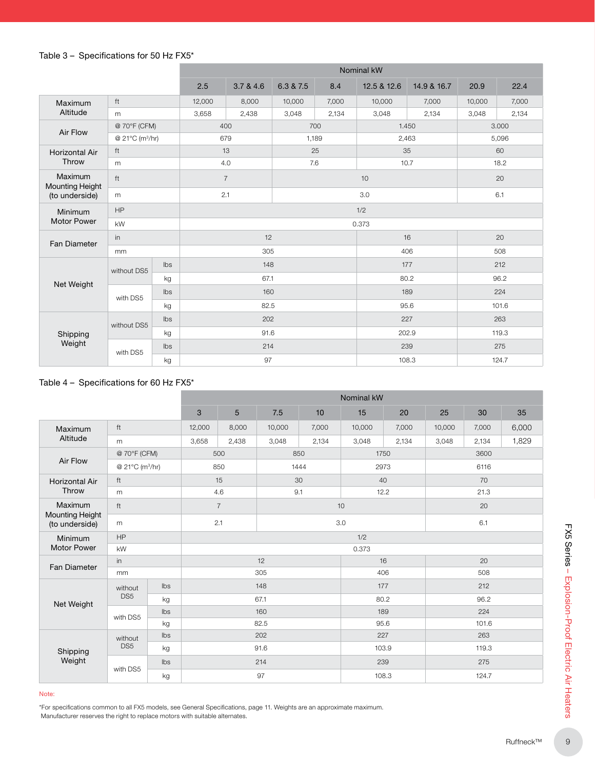Table 3 – Specifications for 50 Hz FX5*

| | | | Nominal kW | | | | | | | |
|---|---|---|---|---|---|---|---|---|---|---|
| | | | 2.5 | 3.7 & 4.6 | 6.3 & 7.5 | 8.4 | 12.5 & 12.6 | 14.9 & 16.7 | 20.9 | 22.4 |
| Maximum Altitude | ft | | 12,000 | 8,000 | 10,000 | 7,000 | 10,000 | 7,000 | 10,000 | 7,000 |
| | m | | 3,658 | 2,438 | 3,048 | 2,134 | 3,048 | 2,134 | 3,048 | 2,134 |
| Air Flow | @ 70°F (CFM) | | 400 | | 700 | | 1,450 | | 3,000 | |
| | @ 21°C (m³/hr) | | 679 | | 1,189 | | 2,463 | | 5,096 | |
| Horizontal Air Throw | ft | | 13 | | 25 | | 35 | | 60 | |
| | m | | 4.0 | | 7.6 | | 10.7 | | 18.2 | |
| Maximum Mounting Height (to underside) | ft | | 7 | | 10 | | | | 20 | |
| | m | | 2.1 | | 3.0 | | | | 6.1 | |
| Minimum Motor Power | HP | | 1/2 | | | | | | | |
| | kW | | 0.373 | | | | | | | |
| Fan Diameter | in | | 12 | | | | 16 | | 20 | |
| | mm | | 305 | | | | 406 | | 508 | |
| Net Weight | without DS5 | lbs | 148 | | | | 177 | | 212 | |
| | | kg | 67.1 | | | | 80.2 | | 96.2 | |
| | with DS5 | lbs | 160 | | | | 189 | | 224 | |
| | | kg | 82.5 | | | | 95.6 | | 101.6 | |
| Shipping Weight | without DS5 | lbs | 202 | | | | 227 | | 263 | |
| | | kg | 91.6 | | | | 202.9 | | 119.3 | |
| | with DS5 | lbs | 214 | | | | 239 | | 275 | |
| | | kg | 97 | | | | 108.3 | | 124.7 | |

Table 4 – Specifications for 60 Hz FX5*

| | | | Nominal kW | | | | | | | | |
|---|---|---|---|---|---|---|---|---|---|---|---|
| | | | 3 | 5 | 7.5 | 10 | 15 | 20 | 25 | 30 | 35 |
| Maximum Altitude | ft | | 12,000 | 8,000 | 10,000 | 7,000 | 10,000 | 7,000 | 10,000 | 7,000 | 6,000 |
| | m | | 3,658 | 2,438 | 3,048 | 2,134 | 3,048 | 2,134 | 3,048 | 2,134 | 1,829 |
| Air Flow | @ 70°F (CFM) | | 500 | | 850 | | 1750 | | 3600 | | |
| | @ 21°C (m³/hr) | | 850 | | 1444 | | 2973 | | 6116 | | |
| Horizontal Air Throw | ft | | 15 | | 30 | | 40 | | 70 | | |
| | m | | 4.6 | | 9.1 | | 12.2 | | 21.3 | | |
| Maximum Mounting Height (to underside) | ft | | 7 | | 10 | | | | 20 | | |
| | m | | 2.1 | | 3.0 | | | | 6.1 | | |
| Minimum Motor Power | HP | | 1/2 | | | | | | | | |
| | kW | | 0.373 | | | | | | | | |
| Fan Diameter | in | | 12 | | | | 16 | | 20 | | |
| | mm | | 305 | | | | 406 | | 508 | | |
| Net Weight | without DS5 | lbs | 148 | | | | 177 | | 212 | | |
| | | kg | 67.1 | | | | 80.2 | | 96.2 | | |
| | with DS5 | lbs | 160 | | | | 189 | | 224 | | |
| | | kg | 82.5 | | | | 95.6 | | 101.6 | | |
| Shipping Weight | without DS5 | lbs | 202 | | | | 227 | | 263 | | |
| | | kg | 91.6 | | | | 103.9 | | 119.3 | | |
| | with DS5 | lbs | 214 | | | | 239 | | 275 | | |
| | | kg | 97 | | | | 108.3 | | 124.7 | | |

Note:

*For specifications common to all FX5 models, see General Specifications, page 11. Weights are an approximate maximum. Manufacturer reserves the right to replace motors with suitable alternates.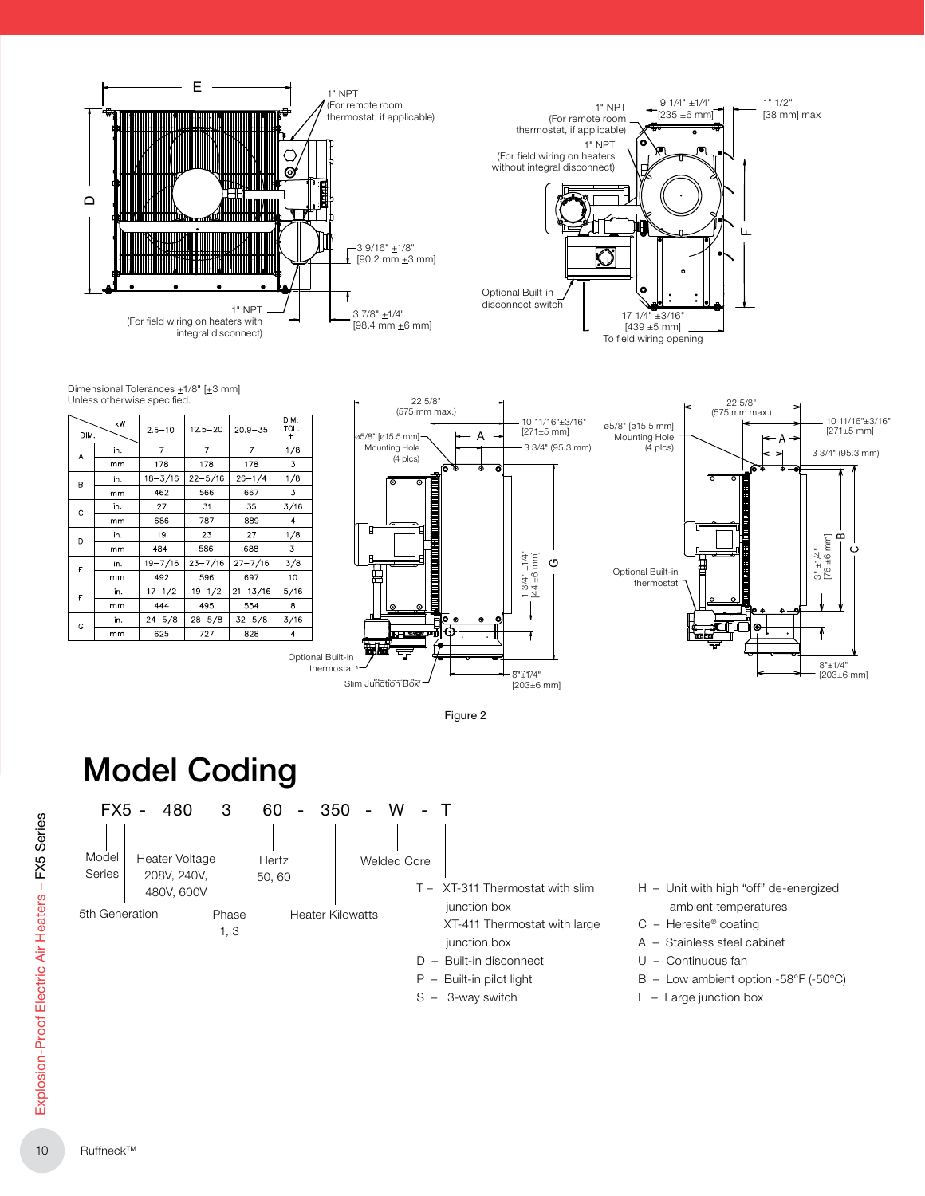Dimensional Tolerances ±1/8" [±3 mm]
Unless otherwise specified.

| DIM. | | 2.5–10 kW | 12.5–20 kW | 20.9–35 kW | DIM. TOL. ± |
|---|---|---|---|---|---|
| A | in. | 7 | 7 | 7 | 1/8 |
| | mm | 178 | 178 | 178 | 3 |
| B | in. | 18–3/16 | 22–5/16 | 26–1/4 | 1/8 |
| | mm | 462 | 566 | 667 | 3 |
| C | in. | 27 | 31 | 35 | 3/16 |
| | mm | 686 | 787 | 889 | 4 |
| D | in. | 19 | 23 | 27 | 1/8 |
| | mm | 484 | 586 | 688 | 3 |
| E | in. | 19–7/16 | 23–7/16 | 27–7/16 | 3/8 |
| | mm | 492 | 596 | 697 | 10 |
| F | in. | 17–1/2 | 19–1/2 | 21–13/16 | 5/16 |
| | mm | 444 | 495 | 554 | 8 |
| G | in. | 24–5/8 | 28–5/8 | 32–5/8 | 3/16 |
| | mm | 625 | 727 | 828 | 4 |

Figure 2

# Model Coding

FX5 - 480 3 60 - 350 - W - T

- **FX5** – Model Series; 5th Generation
- **480** – Heater Voltage: 208V, 240V, 480V, 600V
- **3** – Phase: 1, 3
- **60** – Hertz: 50, 60
- **350** – Heater Kilowatts
- **W** – Welded Core
- **T** – Options:

T – XT-311 Thermostat with slim junction box
 XT-411 Thermostat with large junction box
D – Built-in disconnect
P – Built-in pilot light
S – 3-way switch
H – Unit with high "off" de-energized ambient temperatures
C – Heresite® coating
A – Stainless steel cabinet
U – Continuous fan
B – Low ambient option -58°F (-50°C)
L – Large junction box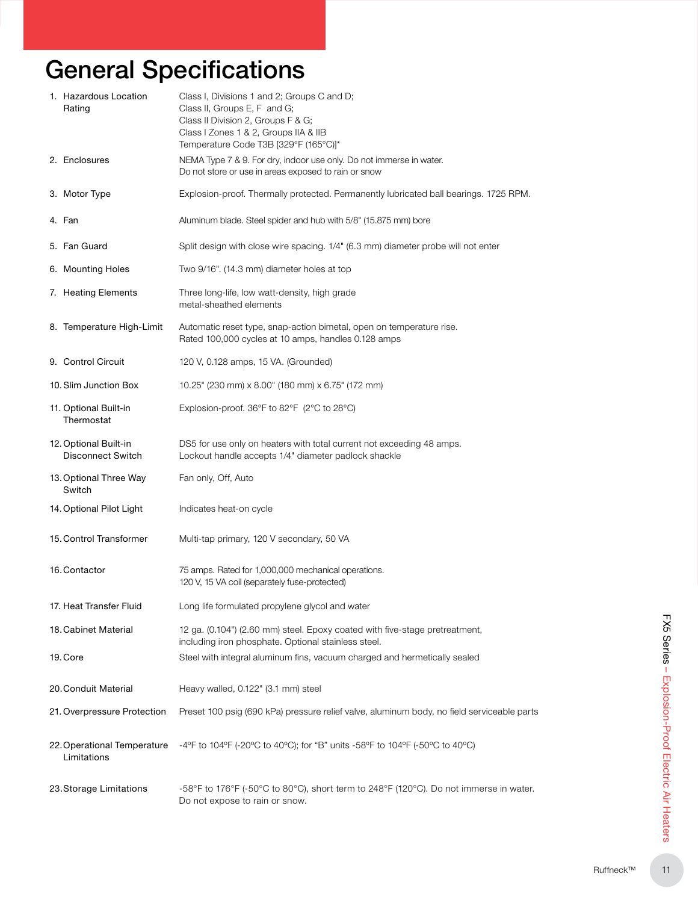# General Specifications

| | | |
|---|---|---|
| 1. | Hazardous Location Rating | Class I, Divisions 1 and 2; Groups C and D;<br>Class II, Groups E, F and G;<br>Class II Division 2, Groups F & G;<br>Class I Zones 1 & 2, Groups IIA & IIB<br>Temperature Code T3B [329°F (165°C)]* |
| 2. | Enclosures | NEMA Type 7 & 9. For dry, indoor use only. Do not immerse in water.<br>Do not store or use in areas exposed to rain or snow |
| 3. | Motor Type | Explosion-proof. Thermally protected. Permanently lubricated ball bearings. 1725 RPM. |
| 4. | Fan | Aluminum blade. Steel spider and hub with 5/8" (15.875 mm) bore |
| 5. | Fan Guard | Split design with close wire spacing. 1/4" (6.3 mm) diameter probe will not enter |
| 6. | Mounting Holes | Two 9/16". (14.3 mm) diameter holes at top |
| 7. | Heating Elements | Three long-life, low watt-density, high grade metal-sheathed elements |
| 8. | Temperature High-Limit | Automatic reset type, snap-action bimetal, open on temperature rise.<br>Rated 100,000 cycles at 10 amps, handles 0.128 amps |
| 9. | Control Circuit | 120 V, 0.128 amps, 15 VA. (Grounded) |
| 10. | Slim Junction Box | 10.25" (230 mm) x 8.00" (180 mm) x 6.75" (172 mm) |
| 11. | Optional Built-in Thermostat | Explosion-proof. 36°F to 82°F (2°C to 28°C) |
| 12. | Optional Built-in Disconnect Switch | DS5 for use only on heaters with total current not exceeding 48 amps.<br>Lockout handle accepts 1/4" diameter padlock shackle |
| 13. | Optional Three Way Switch | Fan only, Off, Auto |
| 14. | Optional Pilot Light | Indicates heat-on cycle |
| 15. | Control Transformer | Multi-tap primary, 120 V secondary, 50 VA |
| 16. | Contactor | 75 amps. Rated for 1,000,000 mechanical operations.<br>120 V, 15 VA coil (separately fuse-protected) |
| 17. | Heat Transfer Fluid | Long life formulated propylene glycol and water |
| 18. | Cabinet Material | 12 ga. (0.104") (2.60 mm) steel. Epoxy coated with five-stage pretreatment, including iron phosphate. Optional stainless steel. |
| 19. | Core | Steel with integral aluminum fins, vacuum charged and hermetically sealed |
| 20. | Conduit Material | Heavy walled, 0.122" (3.1 mm) steel |
| 21. | Overpressure Protection | Preset 100 psig (690 kPa) pressure relief valve, aluminum body, no field serviceable parts |
| 22. | Operational Temperature Limitations | -4ºF to 104ºF (-20ºC to 40ºC); for "B" units -58ºF to 104ºF (-50ºC to 40ºC) |
| 23. | Storage Limitations | -58°F to 176°F (-50°C to 80°C), short term to 248°F (120°C). Do not immerse in water.<br>Do not expose to rain or snow. |